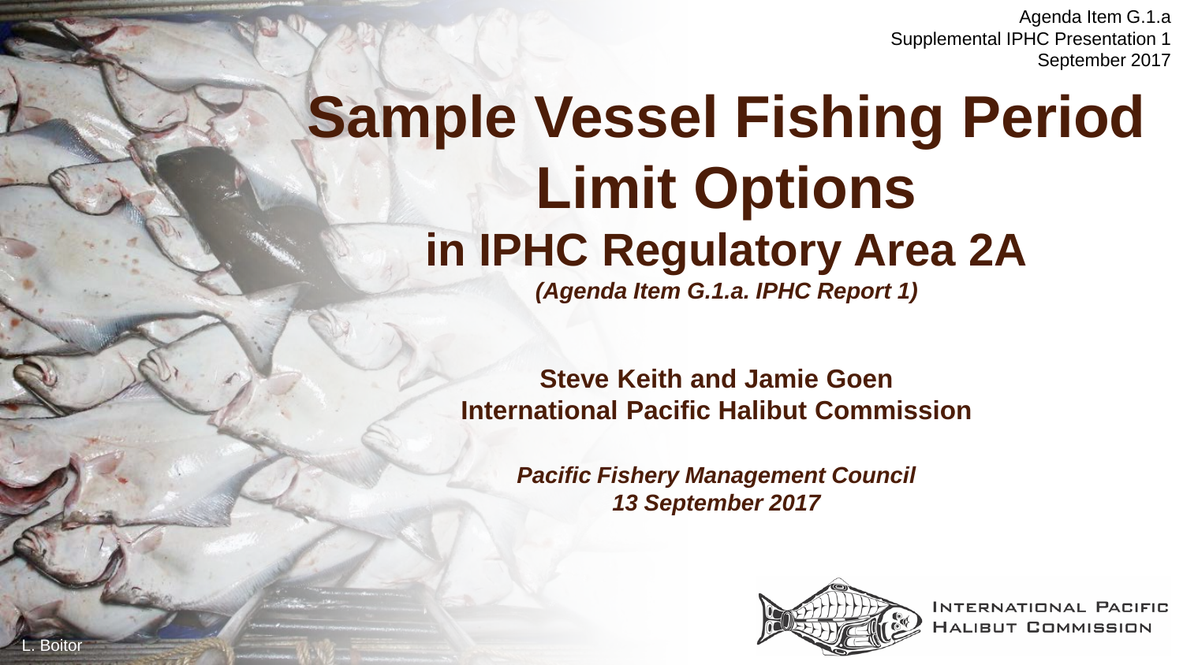Agenda Item G.1.a
Supplemental IPHC Presentation 1
September 2017

# Sample Vessel Fishing Period Limit Options

## in IPHC Regulatory Area 2A

***(Agenda Item G.1.a. IPHC Report 1)***

**Steve Keith and Jamie Goen**
**International Pacific Halibut Commission**

***Pacific Fishery Management Council***
***13 September 2017***

L. Boitor

INTERNATIONAL PACIFIC HALIBUT COMMISSION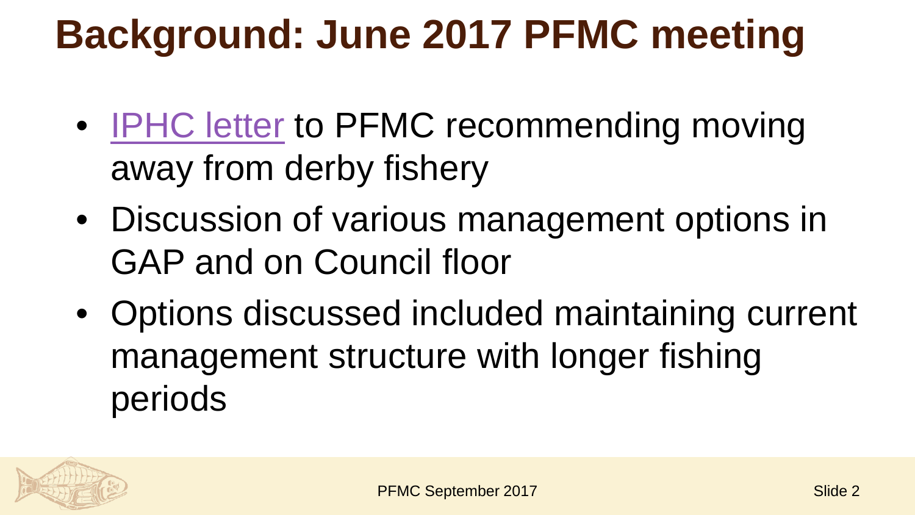# Background: June 2017 PFMC meeting

- IPHC letter to PFMC recommending moving away from derby fishery
- Discussion of various management options in GAP and on Council floor
- Options discussed included maintaining current management structure with longer fishing periods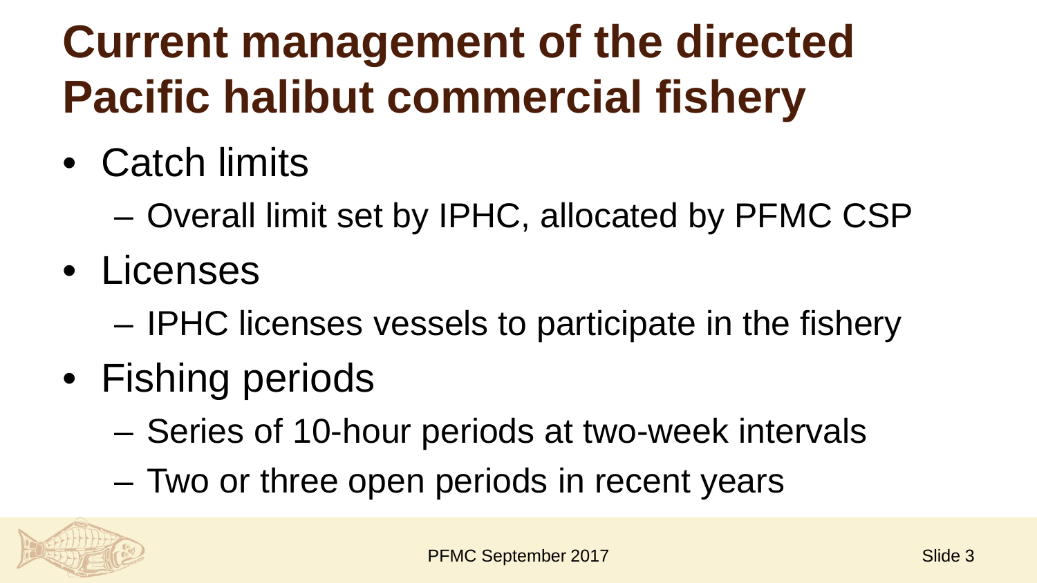# Current management of the directed Pacific halibut commercial fishery

- Catch limits
  - Overall limit set by IPHC, allocated by PFMC CSP
- Licenses
  - IPHC licenses vessels to participate in the fishery
- Fishing periods
  - Series of 10-hour periods at two-week intervals
  - Two or three open periods in recent years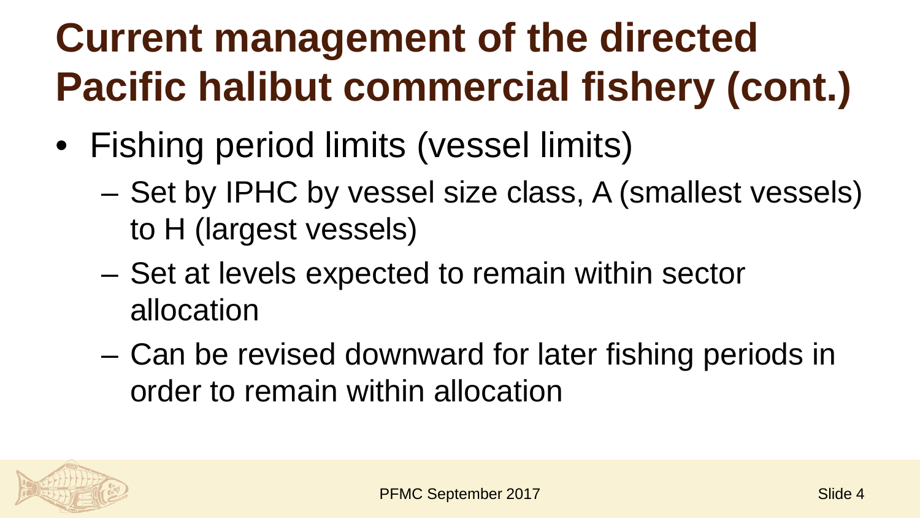# Current management of the directed Pacific halibut commercial fishery (cont.)

- Fishing period limits (vessel limits)
  - Set by IPHC by vessel size class, A (smallest vessels) to H (largest vessels)
  - Set at levels expected to remain within sector allocation
  - Can be revised downward for later fishing periods in order to remain within allocation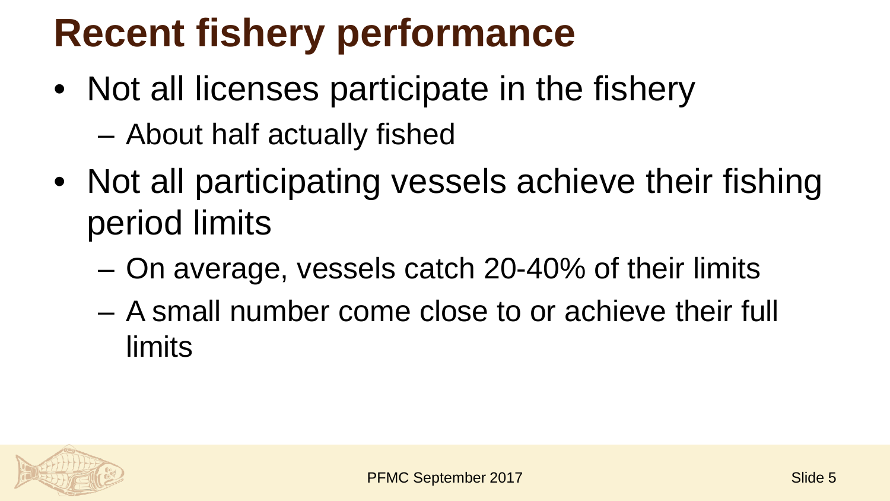# Recent fishery performance

- Not all licenses participate in the fishery
  - About half actually fished
- Not all participating vessels achieve their fishing period limits
  - On average, vessels catch 20-40% of their limits
  - A small number come close to or achieve their full limits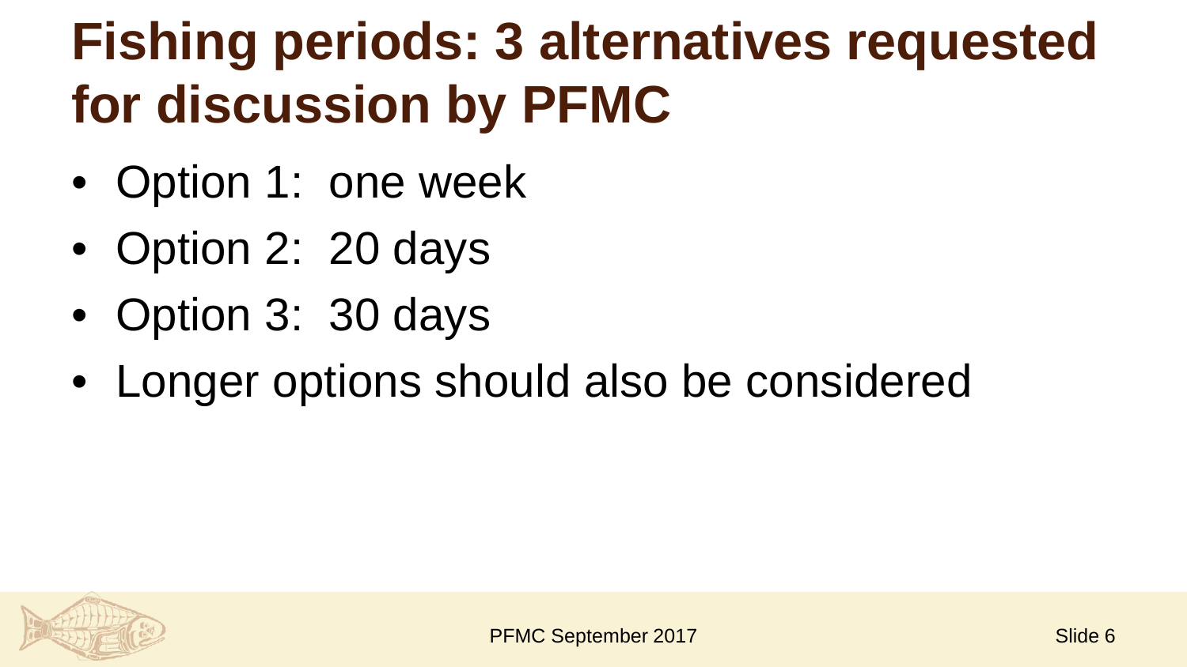# Fishing periods: 3 alternatives requested for discussion by PFMC

- Option 1: one week
- Option 2: 20 days
- Option 3: 30 days
- Longer options should also be considered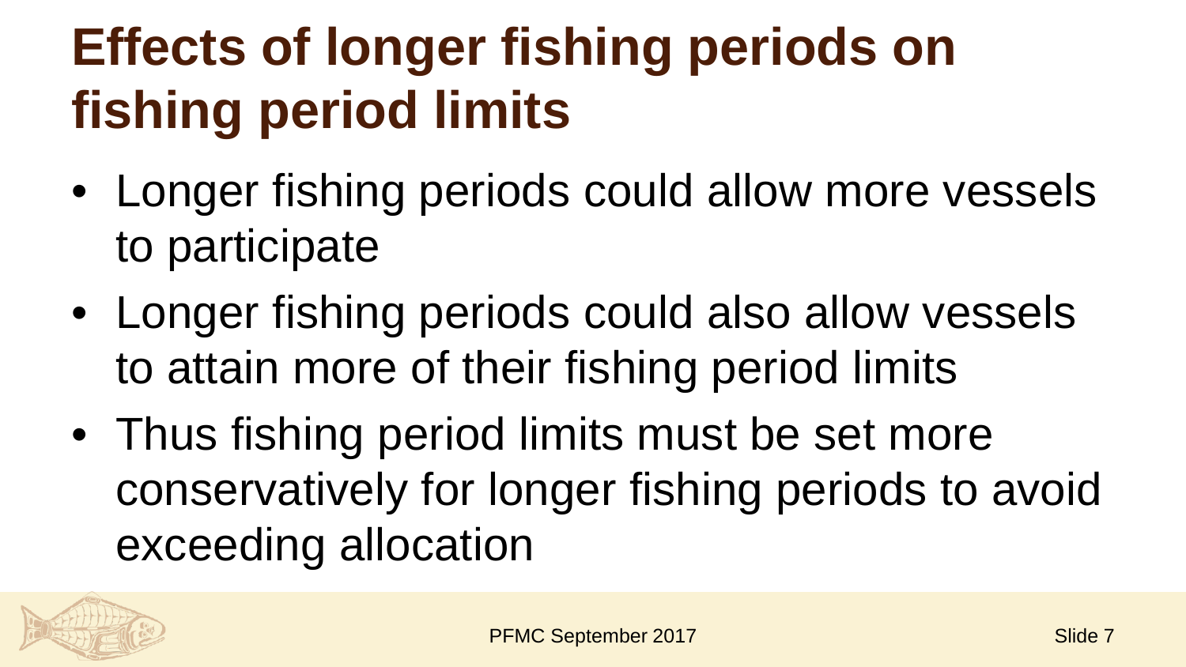# Effects of longer fishing periods on fishing period limits

- Longer fishing periods could allow more vessels to participate
- Longer fishing periods could also allow vessels to attain more of their fishing period limits
- Thus fishing period limits must be set more conservatively for longer fishing periods to avoid exceeding allocation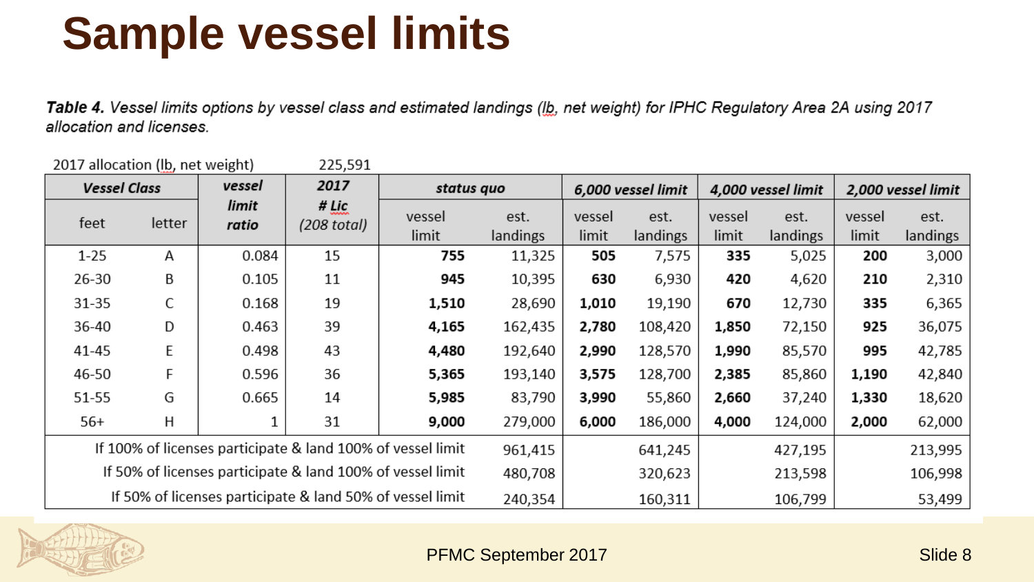# Sample vessel limits

***Table 4.*** *Vessel limits options by vessel class and estimated landings (lb, net weight) for IPHC Regulatory Area 2A using 2017 allocation and licenses.*

2017 allocation (lb, net weight) 225,591

| ***Vessel Class*** | | ***vessel limit ratio*** | ***2017 # Lic** (208 total)* | ***status quo*** | | ***6,000 vessel limit*** | | ***4,000 vessel limit*** | | ***2,000 vessel limit*** | |
|---|---|---|---|---|---|---|---|---|---|---|---|
| feet | letter | | | vessel limit | est. landings | vessel limit | est. landings | vessel limit | est. landings | vessel limit | est. landings |
| 1-25 | A | 0.084 | 15 | **755** | 11,325 | **505** | 7,575 | **335** | 5,025 | **200** | 3,000 |
| 26-30 | B | 0.105 | 11 | **945** | 10,395 | **630** | 6,930 | **420** | 4,620 | **210** | 2,310 |
| 31-35 | C | 0.168 | 19 | **1,510** | 28,690 | **1,010** | 19,190 | **670** | 12,730 | **335** | 6,365 |
| 36-40 | D | 0.463 | 39 | **4,165** | 162,435 | **2,780** | 108,420 | **1,850** | 72,150 | **925** | 36,075 |
| 41-45 | E | 0.498 | 43 | **4,480** | 192,640 | **2,990** | 128,570 | **1,990** | 85,570 | **995** | 42,785 |
| 46-50 | F | 0.596 | 36 | **5,365** | 193,140 | **3,575** | 128,700 | **2,385** | 85,860 | **1,190** | 42,840 |
| 51-55 | G | 0.665 | 14 | **5,985** | 83,790 | **3,990** | 55,860 | **2,660** | 37,240 | **1,330** | 18,620 |
| 56+ | H | 1 | 31 | **9,000** | 279,000 | **6,000** | 186,000 | **4,000** | 124,000 | **2,000** | 62,000 |
| If 100% of licenses participate & land 100% of vessel limit | | | | | 961,415 | | 641,245 | | 427,195 | | 213,995 |
| If 50% of licenses participate & land 100% of vessel limit | | | | | 480,708 | | 320,623 | | 213,598 | | 106,998 |
| If 50% of licenses participate & land 50% of vessel limit | | | | | 240,354 | | 160,311 | | 106,799 | | 53,499 |

PFMC September 2017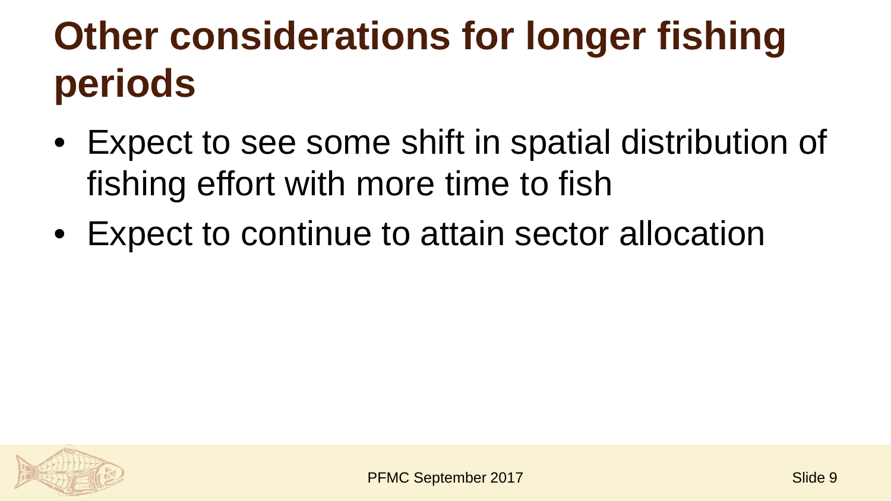# Other considerations for longer fishing periods

- Expect to see some shift in spatial distribution of fishing effort with more time to fish
- Expect to continue to attain sector allocation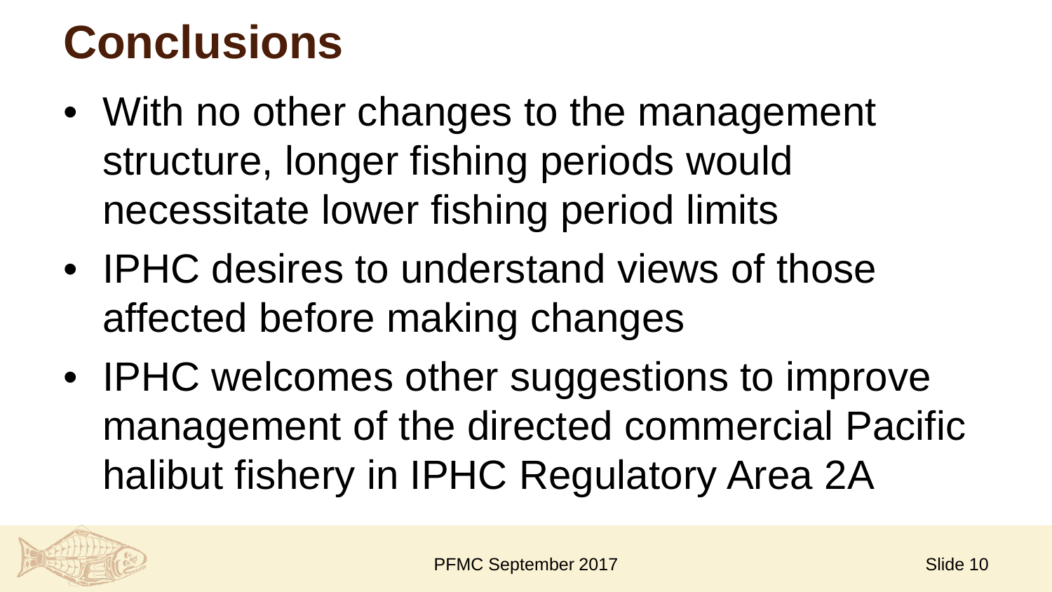# Conclusions

- With no other changes to the management structure, longer fishing periods would necessitate lower fishing period limits
- IPHC desires to understand views of those affected before making changes
- IPHC welcomes other suggestions to improve management of the directed commercial Pacific halibut fishery in IPHC Regulatory Area 2A